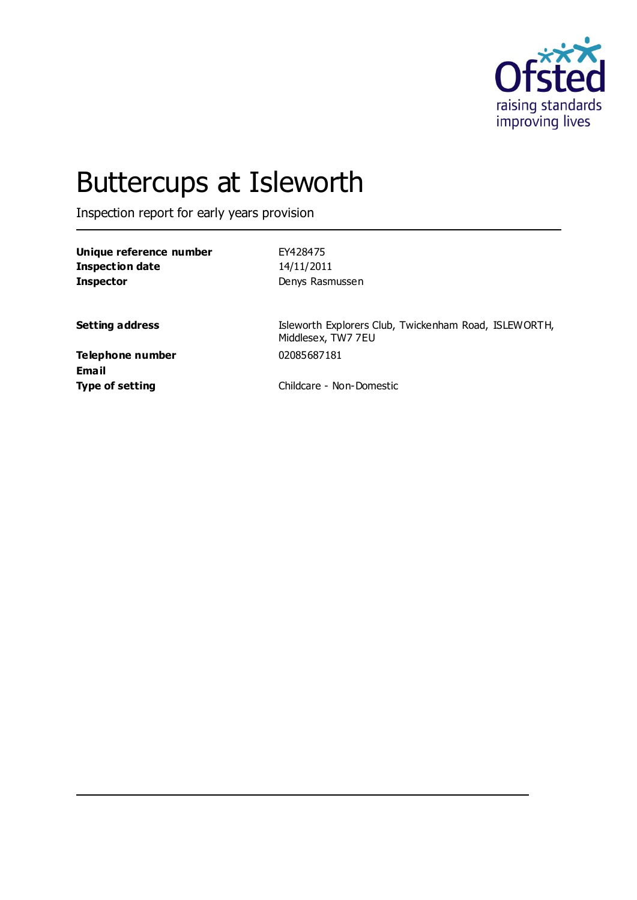# Buttercups at Isleworth

Inspection report for early years provision

| | |
|---|---|
| **Unique reference number** | EY428475 |
| **Inspection date** | 14/11/2011 |
| **Inspector** | Denys Rasmussen |
| | |
| **Setting address** | Isleworth Explorers Club, Twickenham Road, ISLEWORTH, Middlesex, TW7 7EU |
| **Telephone number** | 02085687181 |
| **Email** | |
| **Type of setting** | Childcare - Non-Domestic |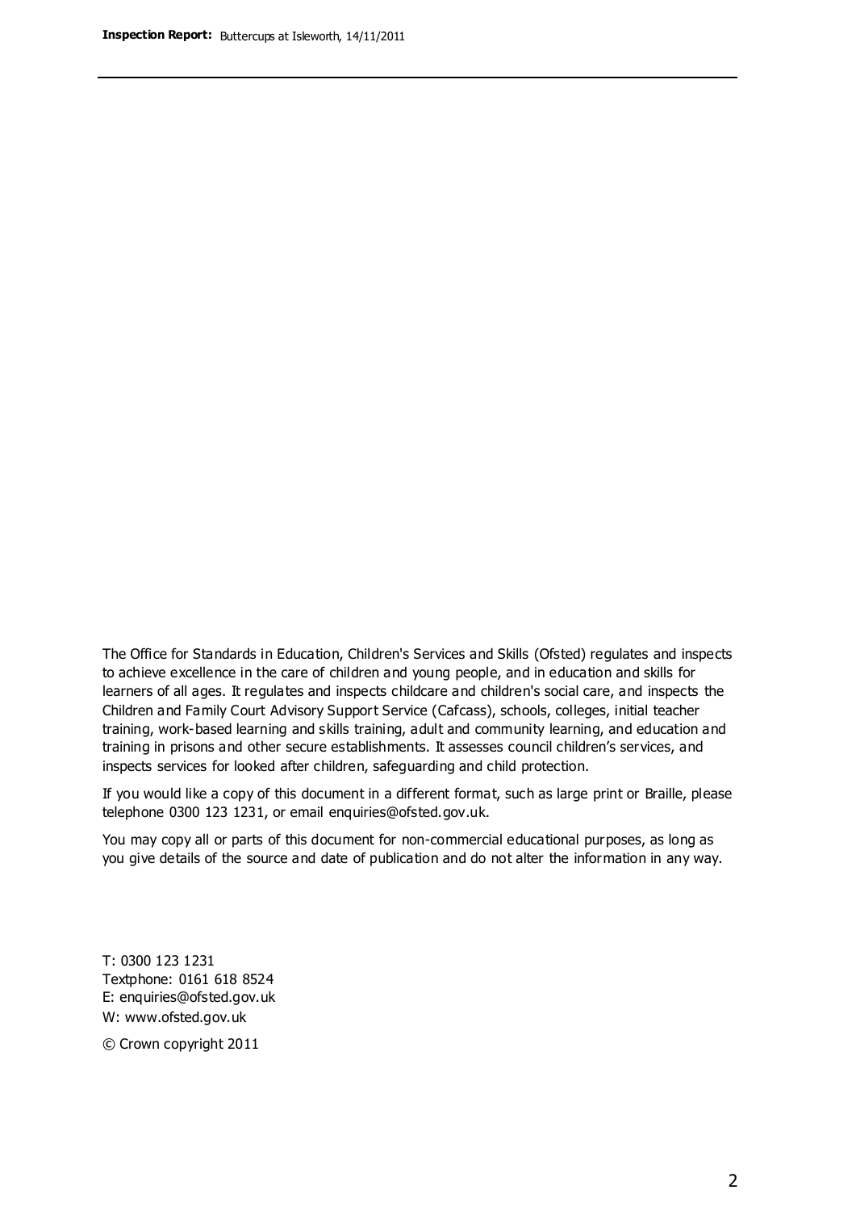The Office for Standards in Education, Children's Services and Skills (Ofsted) regulates and inspects to achieve excellence in the care of children and young people, and in education and skills for learners of all ages. It regulates and inspects childcare and children's social care, and inspects the Children and Family Court Advisory Support Service (Cafcass), schools, colleges, initial teacher training, work-based learning and skills training, adult and community learning, and education and training in prisons and other secure establishments. It assesses council children's services, and inspects services for looked after children, safeguarding and child protection.

If you would like a copy of this document in a different format, such as large print or Braille, please telephone 0300 123 1231, or email enquiries@ofsted.gov.uk.

You may copy all or parts of this document for non-commercial educational purposes, as long as you give details of the source and date of publication and do not alter the information in any way.

T: 0300 123 1231
Textphone: 0161 618 8524
E: enquiries@ofsted.gov.uk
W: www.ofsted.gov.uk

© Crown copyright 2011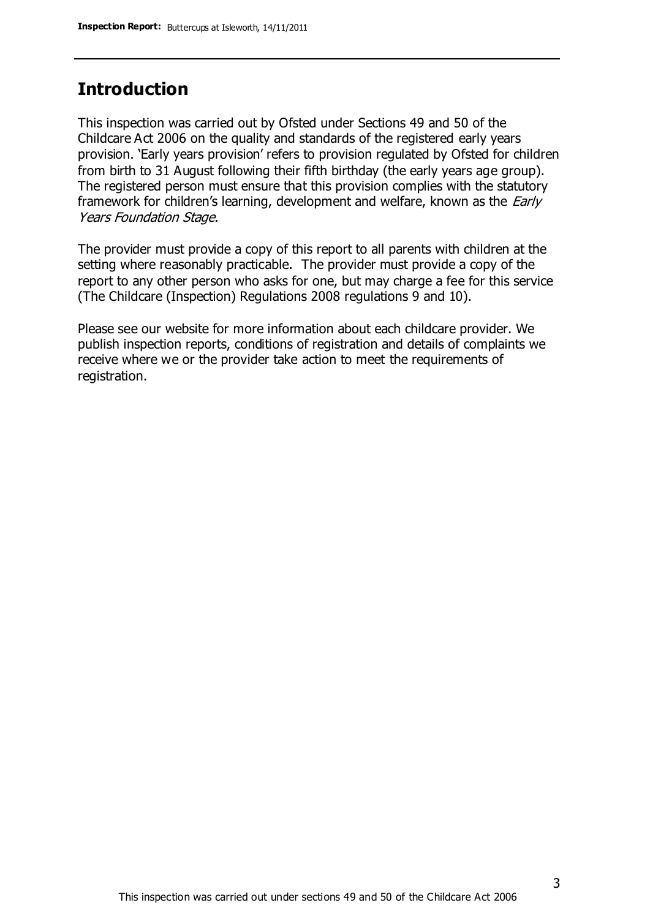## Introduction

This inspection was carried out by Ofsted under Sections 49 and 50 of the Childcare Act 2006 on the quality and standards of the registered early years provision. 'Early years provision' refers to provision regulated by Ofsted for children from birth to 31 August following their fifth birthday (the early years age group). The registered person must ensure that this provision complies with the statutory framework for children's learning, development and welfare, known as the *Early Years Foundation Stage.*

The provider must provide a copy of this report to all parents with children at the setting where reasonably practicable. The provider must provide a copy of the report to any other person who asks for one, but may charge a fee for this service (The Childcare (Inspection) Regulations 2008 regulations 9 and 10).

Please see our website for more information about each childcare provider. We publish inspection reports, conditions of registration and details of complaints we receive where we or the provider take action to meet the requirements of registration.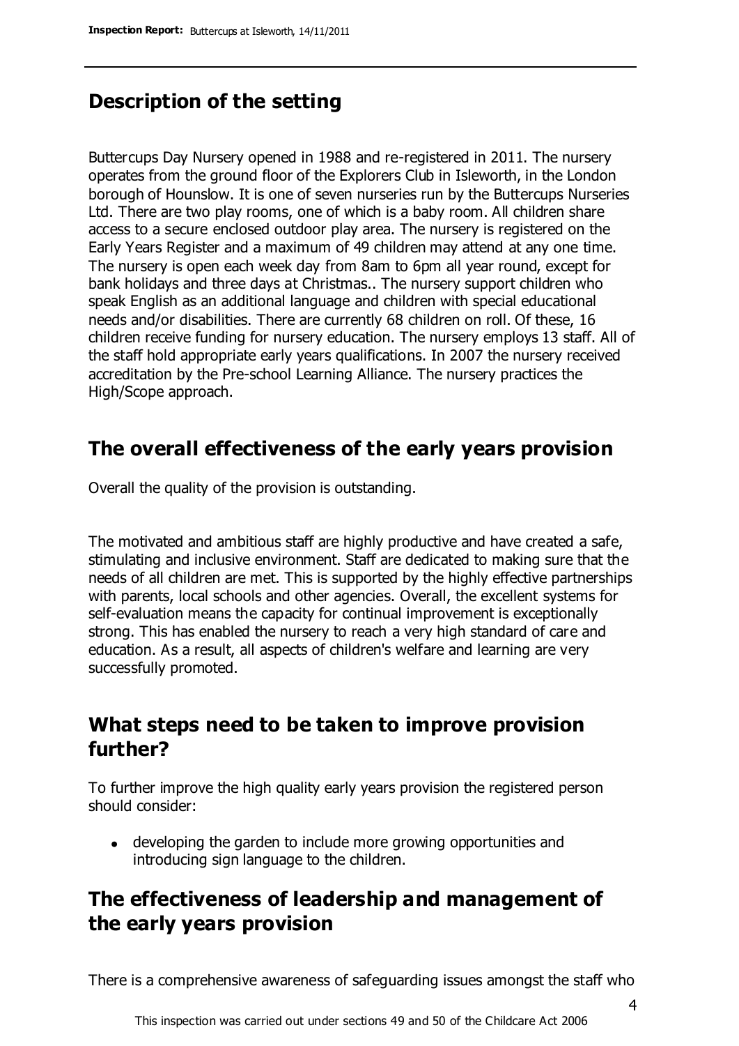## Description of the setting

Buttercups Day Nursery opened in 1988 and re-registered in 2011. The nursery operates from the ground floor of the Explorers Club in Isleworth, in the London borough of Hounslow. It is one of seven nurseries run by the Buttercups Nurseries Ltd. There are two play rooms, one of which is a baby room. All children share access to a secure enclosed outdoor play area. The nursery is registered on the Early Years Register and a maximum of 49 children may attend at any one time. The nursery is open each week day from 8am to 6pm all year round, except for bank holidays and three days at Christmas.. The nursery support children who speak English as an additional language and children with special educational needs and/or disabilities. There are currently 68 children on roll. Of these, 16 children receive funding for nursery education. The nursery employs 13 staff. All of the staff hold appropriate early years qualifications. In 2007 the nursery received accreditation by the Pre-school Learning Alliance. The nursery practices the High/Scope approach.

## The overall effectiveness of the early years provision

Overall the quality of the provision is outstanding.

The motivated and ambitious staff are highly productive and have created a safe, stimulating and inclusive environment. Staff are dedicated to making sure that the needs of all children are met. This is supported by the highly effective partnerships with parents, local schools and other agencies. Overall, the excellent systems for self-evaluation means the capacity for continual improvement is exceptionally strong. This has enabled the nursery to reach a very high standard of care and education. As a result, all aspects of children's welfare and learning are very successfully promoted.

## What steps need to be taken to improve provision further?

To further improve the high quality early years provision the registered person should consider:

- developing the garden to include more growing opportunities and introducing sign language to the children.

## The effectiveness of leadership and management of the early years provision

There is a comprehensive awareness of safeguarding issues amongst the staff who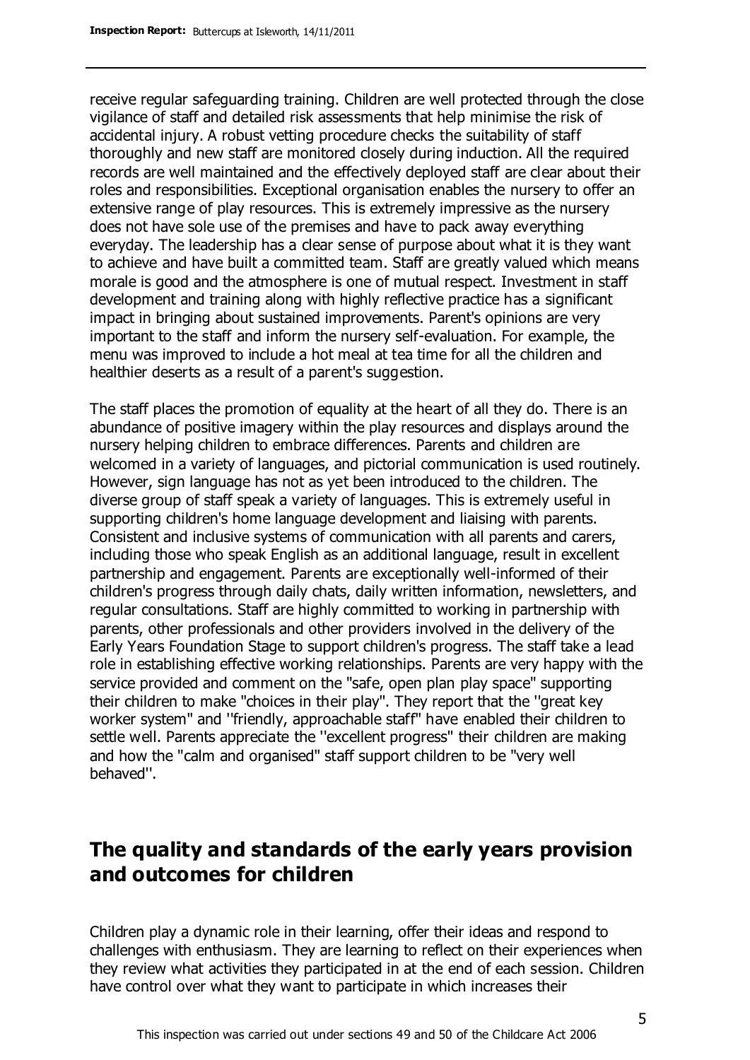receive regular safeguarding training. Children are well protected through the close vigilance of staff and detailed risk assessments that help minimise the risk of accidental injury. A robust vetting procedure checks the suitability of staff thoroughly and new staff are monitored closely during induction. All the required records are well maintained and the effectively deployed staff are clear about their roles and responsibilities. Exceptional organisation enables the nursery to offer an extensive range of play resources. This is extremely impressive as the nursery does not have sole use of the premises and have to pack away everything everyday. The leadership has a clear sense of purpose about what it is they want to achieve and have built a committed team. Staff are greatly valued which means morale is good and the atmosphere is one of mutual respect. Investment in staff development and training along with highly reflective practice has a significant impact in bringing about sustained improvements. Parent's opinions are very important to the staff and inform the nursery self-evaluation. For example, the menu was improved to include a hot meal at tea time for all the children and healthier deserts as a result of a parent's suggestion.

The staff places the promotion of equality at the heart of all they do. There is an abundance of positive imagery within the play resources and displays around the nursery helping children to embrace differences. Parents and children are welcomed in a variety of languages, and pictorial communication is used routinely. However, sign language has not as yet been introduced to the children. The diverse group of staff speak a variety of languages. This is extremely useful in supporting children's home language development and liaising with parents. Consistent and inclusive systems of communication with all parents and carers, including those who speak English as an additional language, result in excellent partnership and engagement. Parents are exceptionally well-informed of their children's progress through daily chats, daily written information, newsletters, and regular consultations. Staff are highly committed to working in partnership with parents, other professionals and other providers involved in the delivery of the Early Years Foundation Stage to support children's progress. The staff take a lead role in establishing effective working relationships. Parents are very happy with the service provided and comment on the "safe, open plan play space" supporting their children to make "choices in their play". They report that the ''great key worker system" and ''friendly, approachable staff" have enabled their children to settle well. Parents appreciate the ''excellent progress" their children are making and how the "calm and organised" staff support children to be "very well behaved''.

## The quality and standards of the early years provision and outcomes for children

Children play a dynamic role in their learning, offer their ideas and respond to challenges with enthusiasm. They are learning to reflect on their experiences when they review what activities they participated in at the end of each session. Children have control over what they want to participate in which increases their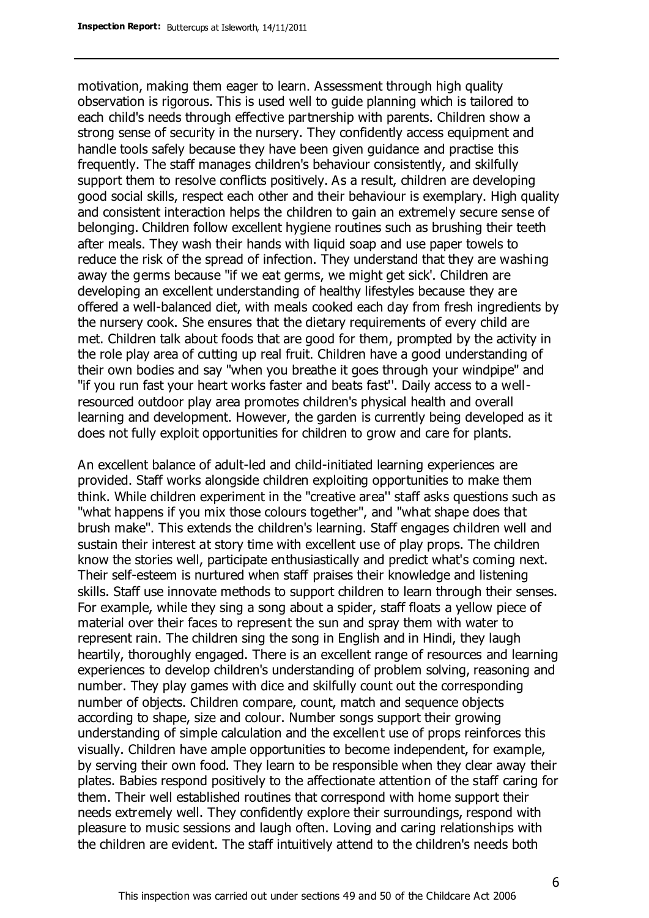motivation, making them eager to learn. Assessment through high quality observation is rigorous. This is used well to guide planning which is tailored to each child's needs through effective partnership with parents. Children show a strong sense of security in the nursery. They confidently access equipment and handle tools safely because they have been given guidance and practise this frequently. The staff manages children's behaviour consistently, and skilfully support them to resolve conflicts positively. As a result, children are developing good social skills, respect each other and their behaviour is exemplary. High quality and consistent interaction helps the children to gain an extremely secure sense of belonging. Children follow excellent hygiene routines such as brushing their teeth after meals. They wash their hands with liquid soap and use paper towels to reduce the risk of the spread of infection. They understand that they are washing away the germs because "if we eat germs, we might get sick'. Children are developing an excellent understanding of healthy lifestyles because they are offered a well-balanced diet, with meals cooked each day from fresh ingredients by the nursery cook. She ensures that the dietary requirements of every child are met. Children talk about foods that are good for them, prompted by the activity in the role play area of cutting up real fruit. Children have a good understanding of their own bodies and say "when you breathe it goes through your windpipe" and "if you run fast your heart works faster and beats fast''. Daily access to a well-resourced outdoor play area promotes children's physical health and overall learning and development. However, the garden is currently being developed as it does not fully exploit opportunities for children to grow and care for plants.

An excellent balance of adult-led and child-initiated learning experiences are provided. Staff works alongside children exploiting opportunities to make them think. While children experiment in the "creative area'' staff asks questions such as "what happens if you mix those colours together", and "what shape does that brush make". This extends the children's learning. Staff engages children well and sustain their interest at story time with excellent use of play props. The children know the stories well, participate enthusiastically and predict what's coming next. Their self-esteem is nurtured when staff praises their knowledge and listening skills. Staff use innovate methods to support children to learn through their senses. For example, while they sing a song about a spider, staff floats a yellow piece of material over their faces to represent the sun and spray them with water to represent rain. The children sing the song in English and in Hindi, they laugh heartily, thoroughly engaged. There is an excellent range of resources and learning experiences to develop children's understanding of problem solving, reasoning and number. They play games with dice and skilfully count out the corresponding number of objects. Children compare, count, match and sequence objects according to shape, size and colour. Number songs support their growing understanding of simple calculation and the excellent use of props reinforces this visually. Children have ample opportunities to become independent, for example, by serving their own food. They learn to be responsible when they clear away their plates. Babies respond positively to the affectionate attention of the staff caring for them. Their well established routines that correspond with home support their needs extremely well. They confidently explore their surroundings, respond with pleasure to music sessions and laugh often. Loving and caring relationships with the children are evident. The staff intuitively attend to the children's needs both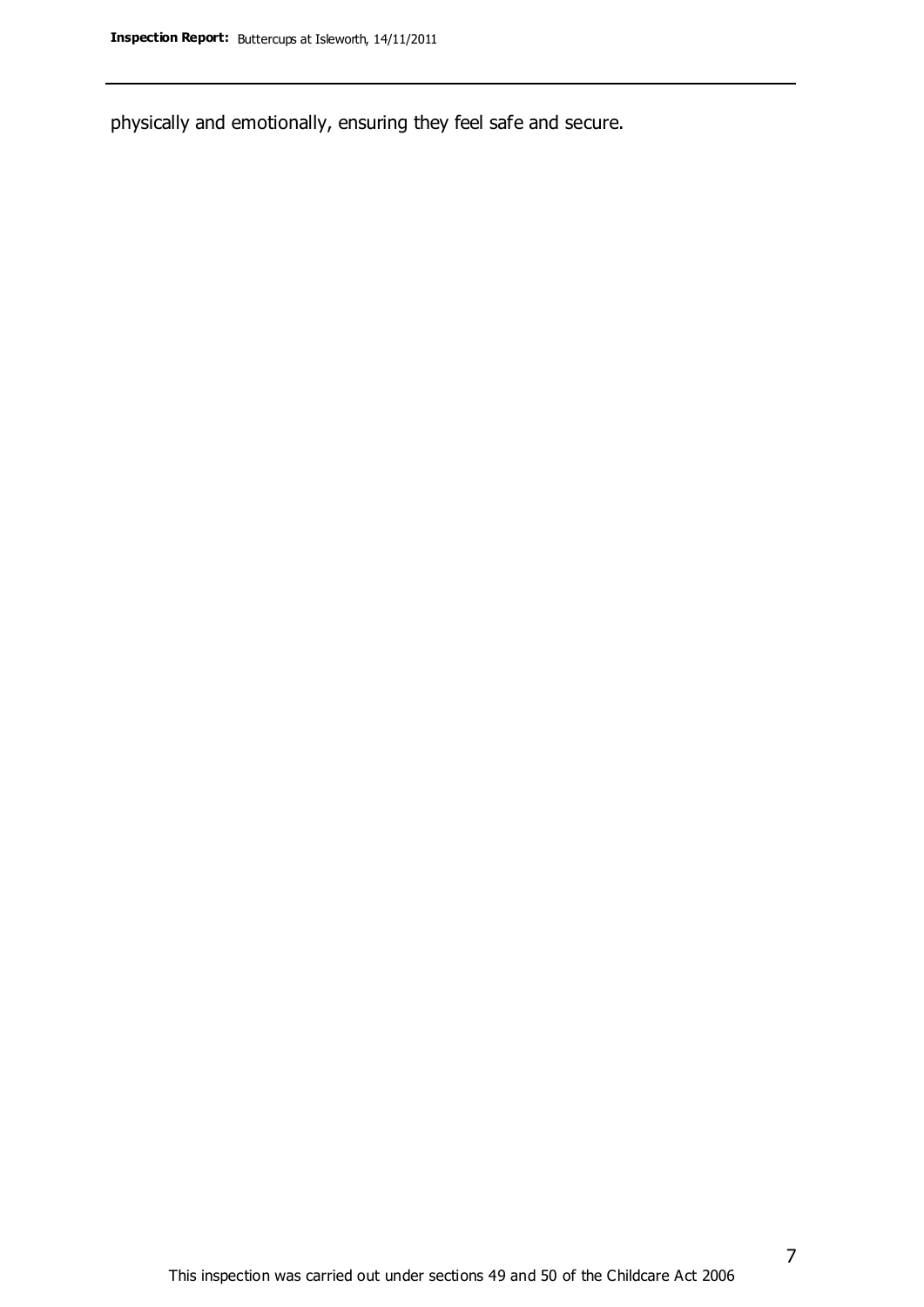physically and emotionally, ensuring they feel safe and secure.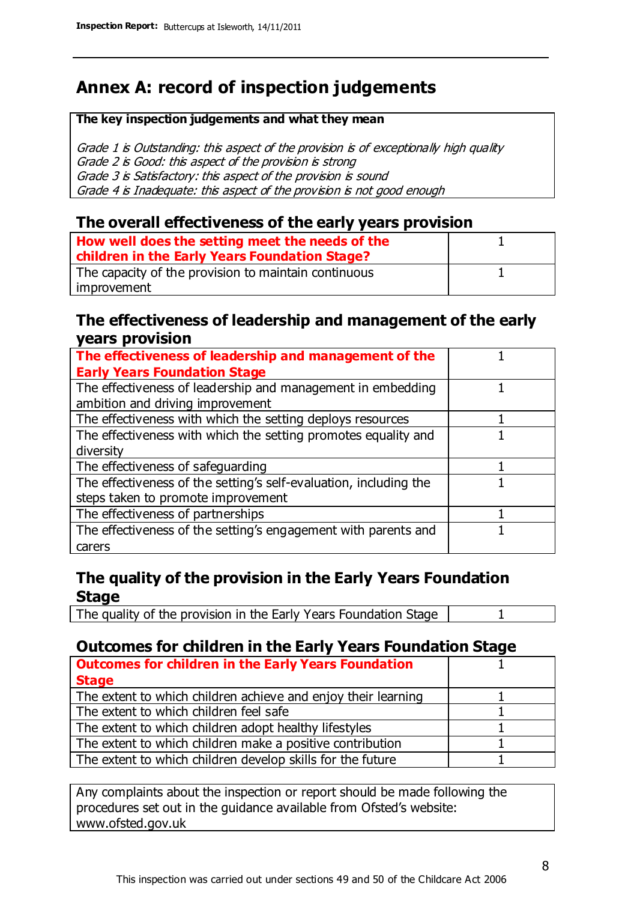# Annex A: record of inspection judgements

**The key inspection judgements and what they mean**

*Grade 1 is Outstanding: this aspect of the provision is of exceptionally high quality*
*Grade 2 is Good: this aspect of the provision is strong*
*Grade 3 is Satisfactory: this aspect of the provision is sound*
*Grade 4 is Inadequate: this aspect of the provision is not good enough*

## The overall effectiveness of the early years provision

| | |
|---|---|
| **How well does the setting meet the needs of the children in the Early Years Foundation Stage?** | 1 |
| The capacity of the provision to maintain continuous improvement | 1 |

## The effectiveness of leadership and management of the early years provision

| | |
|---|---|
| **The effectiveness of leadership and management of the Early Years Foundation Stage** | 1 |
| The effectiveness of leadership and management in embedding ambition and driving improvement | 1 |
| The effectiveness with which the setting deploys resources | 1 |
| The effectiveness with which the setting promotes equality and diversity | 1 |
| The effectiveness of safeguarding | 1 |
| The effectiveness of the setting's self-evaluation, including the steps taken to promote improvement | 1 |
| The effectiveness of partnerships | 1 |
| The effectiveness of the setting's engagement with parents and carers | 1 |

## The quality of the provision in the Early Years Foundation Stage

| | |
|---|---|
| The quality of the provision in the Early Years Foundation Stage | 1 |

## Outcomes for children in the Early Years Foundation Stage

| | |
|---|---|
| **Outcomes for children in the Early Years Foundation Stage** | 1 |
| The extent to which children achieve and enjoy their learning | 1 |
| The extent to which children feel safe | 1 |
| The extent to which children adopt healthy lifestyles | 1 |
| The extent to which children make a positive contribution | 1 |
| The extent to which children develop skills for the future | 1 |

Any complaints about the inspection or report should be made following the procedures set out in the guidance available from Ofsted's website: www.ofsted.gov.uk

This inspection was carried out under sections 49 and 50 of the Childcare Act 2006